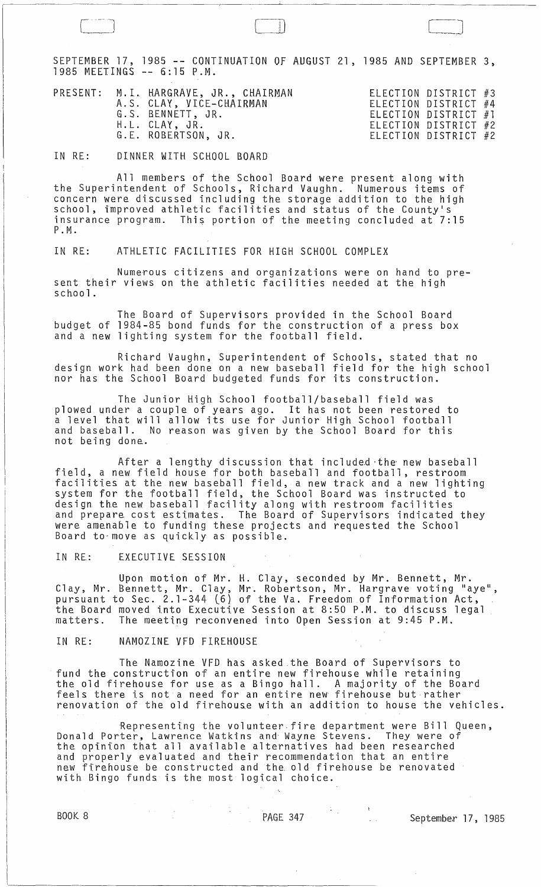SEPTEMBER 17, 1985 -- CONTINUATION OF AUGUST 21, 1985 AND SEPTEMBER 3, 1985 MEETINGS -- 6:15 P.M.

| PRESENT: | | |
|---|---|---|
| | M.I. HARGRAVE, JR., CHAIRMAN | ELECTION DISTRICT #3 |
| | A.S. CLAY, VICE-CHAIRMAN | ELECTION DISTRICT #4 |
| | G.S. BENNETT, JR. | ELECTION DISTRICT #1 |
| | H.L. CLAY, JR. | ELECTION DISTRICT #2 |
| | G.E. ROBERTSON, JR. | ELECTION DISTRICT #2 |

IN RE: DINNER WITH SCHOOL BOARD

All members of the School Board were present along with the Superintendent of Schools, Richard Vaughn. Numerous items of concern were discussed including the storage addition to the high school, improved athletic facilities and status of the County's insurance program. This portion of the meeting concluded at 7:15 P.M.

IN RE: ATHLETIC FACILITIES FOR HIGH SCHOOL COMPLEX

Numerous citizens and organizations were on hand to present their views on the athletic facilities needed at the high school.

The Board of Supervisors provided in the School Board budget of 1984-85 bond funds for the construction of a press box and a new lighting system for the football field.

Richard Vaughn, Superintendent of Schools, stated that no design work had been done on a new baseball field for the high school nor has the School Board budgeted funds for its construction.

The Junior High School football/baseball field was plowed under a couple of years ago. It has not been restored to a level that will allow its use for Junior High School football and baseball. No reason was given by the School Board for this not being done.

After a lengthy discussion that included the new baseball field, a new field house for both baseball and football, restroom facilities at the new baseball field, a new track and a new lighting system for the football field, the School Board was instructed to design the new baseball facility along with restroom facilities and prepare cost estimates. The Board of Supervisors indicated they were amenable to funding these projects and requested the School Board to move as quickly as possible.

IN RE: EXECUTIVE SESSION

Upon motion of Mr. H. Clay, seconded by Mr. Bennett, Mr. Clay, Mr. Bennett, Mr. Clay, Mr. Robertson, Mr. Hargrave voting "aye", pursuant to Sec. 2.1-344 (6) of the Va. Freedom of Information Act, the Board moved into Executive Session at 8:50 P.M. to discuss legal matters. The meeting reconvened into Open Session at 9:45 P.M.

IN RE: NAMOZINE VFD FIREHOUSE

The Namozine VFD has asked the Board of Supervisors to fund the construction of an entire new firehouse while retaining the old firehouse for use as a Bingo hall. A majority of the Board feels there is not a need for an entire new firehouse but rather renovation of the old firehouse with an addition to house the vehicles.

Representing the volunteer fire department were Bill Queen, Donald Porter, Lawrence Watkins and Wayne Stevens. They were of the opinion that all available alternatives had been researched and properly evaluated and their recommendation that an entire new firehouse be constructed and the old firehouse be renovated with Bingo funds is the most logical choice.

BOOK 8 PAGE 347 September 17, 1985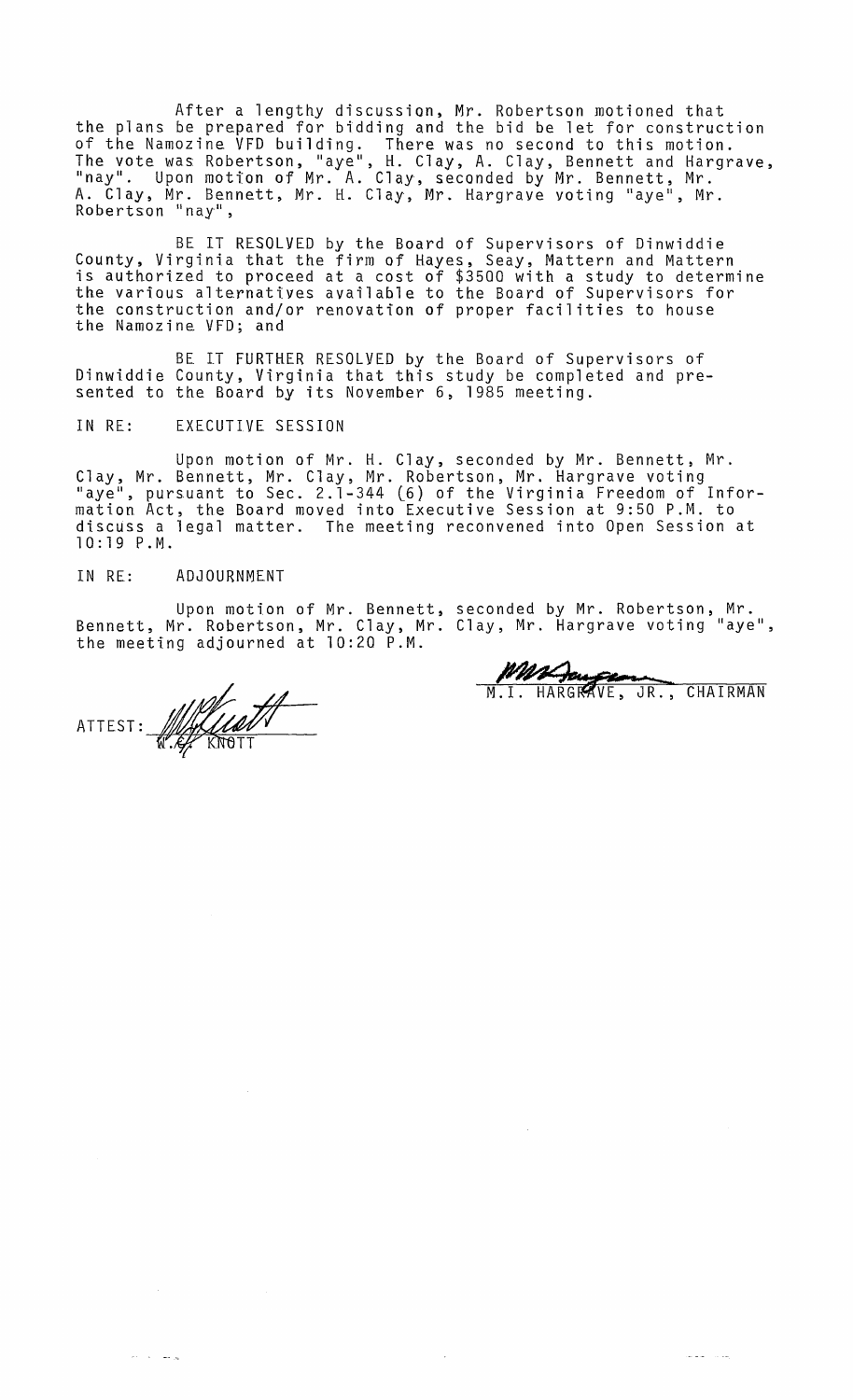After a lengthy discussion, Mr. Robertson motioned that the plans be prepared for bidding and the bid be let for construction of the Namozine VFD building. There was no second to this motion. The vote was Robertson, "aye", H. Clay, A. Clay, Bennett and Hargrave, "nay". Upon motion of Mr. A. Clay, seconded by Mr. Bennett, Mr. A. Clay, Mr. Bennett, Mr. H. Clay, Mr. Hargrave voting "aye", Mr. Robertson "nay",

BE IT RESOLVED by the Board of Supervisors of Dinwiddie County, Virginia that the firm of Hayes, Seay, Mattern and Mattern is authorized to proceed at a cost of $3500 with a study to determine the various alternatives available to the Board of Supervisors for the construction and/or renovation of proper facilities to house the Namozine VFD; and

BE IT FURTHER RESOLVED by the Board of Supervisors of Dinwiddie County, Virginia that this study be completed and presented to the Board by its November 6, 1985 meeting.

IN RE: EXECUTIVE SESSION

Upon motion of Mr. H. Clay, seconded by Mr. Bennett, Mr. Clay, Mr. Bennett, Mr. Clay, Mr. Robertson, Mr. Hargrave voting "aye", pursuant to Sec. 2.1-344 (6) of the Virginia Freedom of Information Act, the Board moved into Executive Session at 9:50 P.M. to discuss a legal matter. The meeting reconvened into Open Session at 10:19 P.M.

IN RE: ADJOURNMENT

Upon motion of Mr. Bennett, seconded by Mr. Robertson, Mr. Bennett, Mr. Robertson, Mr. Clay, Mr. Clay, Mr. Hargrave voting "aye", the meeting adjourned at 10:20 P.M.

M.I. HARGRAVE, JR., CHAIRMAN

ATTEST: W.C. KNOTT